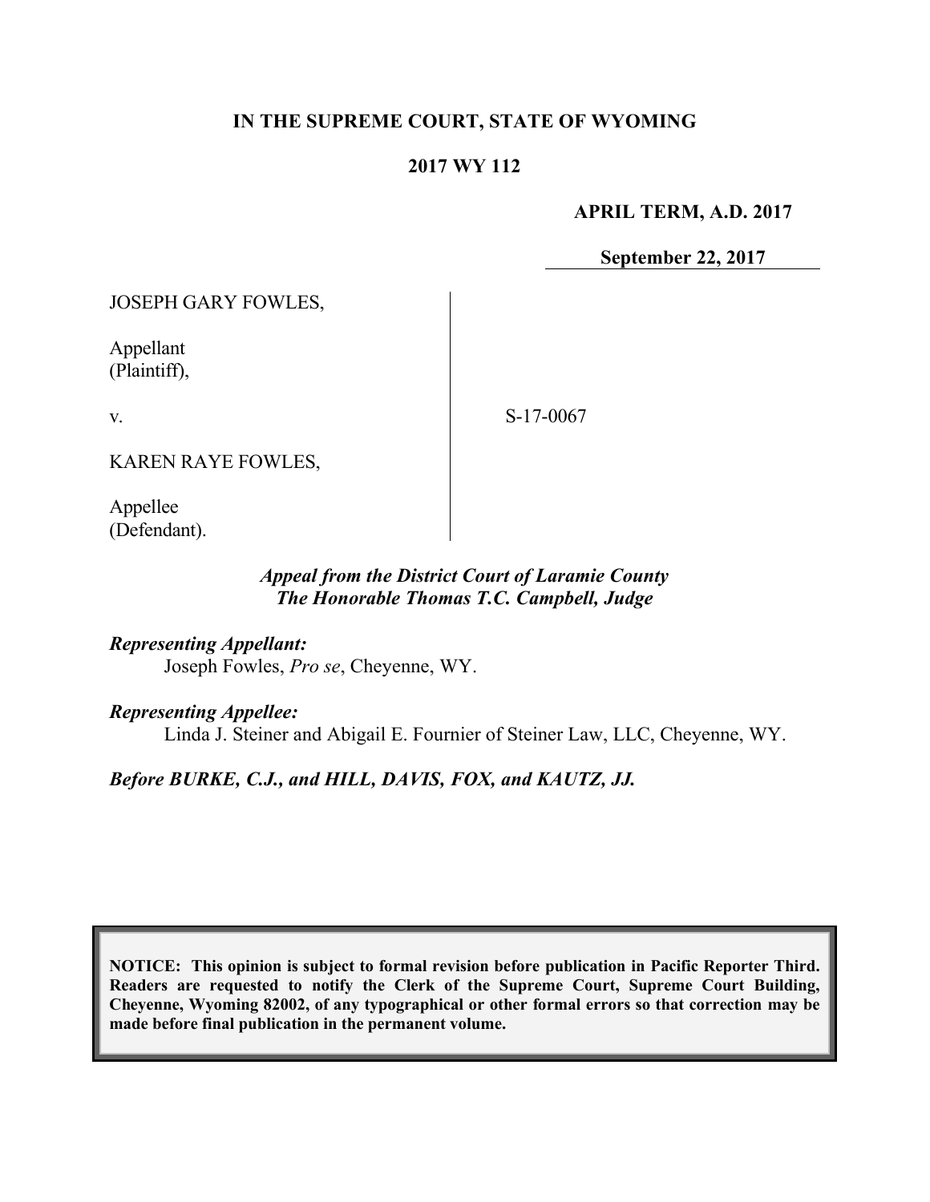**IN THE SUPREME COURT, STATE OF WYOMING**

**2017 WY 112**

**APRIL TERM, A.D. 2017**

**September 22, 2017**

JOSEPH GARY FOWLES,

Appellant
(Plaintiff),

v.

KAREN RAYE FOWLES,

Appellee
(Defendant).

S-17-0067

***Appeal from the District Court of Laramie County***
***The Honorable Thomas T.C. Campbell, Judge***

***Representing Appellant:***
Joseph Fowles, *Pro se*, Cheyenne, WY.

***Representing Appellee:***
Linda J. Steiner and Abigail E. Fournier of Steiner Law, LLC, Cheyenne, WY.

***Before BURKE, C.J., and HILL, DAVIS, FOX, and KAUTZ, JJ.***

**NOTICE: This opinion is subject to formal revision before publication in Pacific Reporter Third. Readers are requested to notify the Clerk of the Supreme Court, Supreme Court Building, Cheyenne, Wyoming 82002, of any typographical or other formal errors so that correction may be made before final publication in the permanent volume.**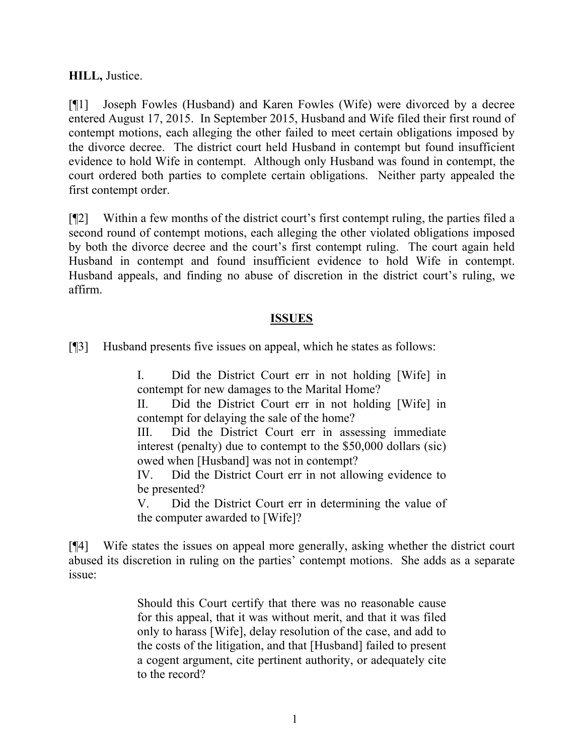**HILL,** Justice.

[¶1] Joseph Fowles (Husband) and Karen Fowles (Wife) were divorced by a decree entered August 17, 2015. In September 2015, Husband and Wife filed their first round of contempt motions, each alleging the other failed to meet certain obligations imposed by the divorce decree. The district court held Husband in contempt but found insufficient evidence to hold Wife in contempt. Although only Husband was found in contempt, the court ordered both parties to complete certain obligations. Neither party appealed the first contempt order.

[¶2] Within a few months of the district court's first contempt ruling, the parties filed a second round of contempt motions, each alleging the other violated obligations imposed by both the divorce decree and the court's first contempt ruling. The court again held Husband in contempt and found insufficient evidence to hold Wife in contempt. Husband appeals, and finding no abuse of discretion in the district court's ruling, we affirm.

## ISSUES

[¶3] Husband presents five issues on appeal, which he states as follows:

> I. Did the District Court err in not holding [Wife] in contempt for new damages to the Marital Home?
>
> II. Did the District Court err in not holding [Wife] in contempt for delaying the sale of the home?
>
> III. Did the District Court err in assessing immediate interest (penalty) due to contempt to the $50,000 dollars (sic) owed when [Husband] was not in contempt?
>
> IV. Did the District Court err in not allowing evidence to be presented?
>
> V. Did the District Court err in determining the value of the computer awarded to [Wife]?

[¶4] Wife states the issues on appeal more generally, asking whether the district court abused its discretion in ruling on the parties' contempt motions. She adds as a separate issue:

> Should this Court certify that there was no reasonable cause for this appeal, that it was without merit, and that it was filed only to harass [Wife], delay resolution of the case, and add to the costs of the litigation, and that [Husband] failed to present a cogent argument, cite pertinent authority, or adequately cite to the record?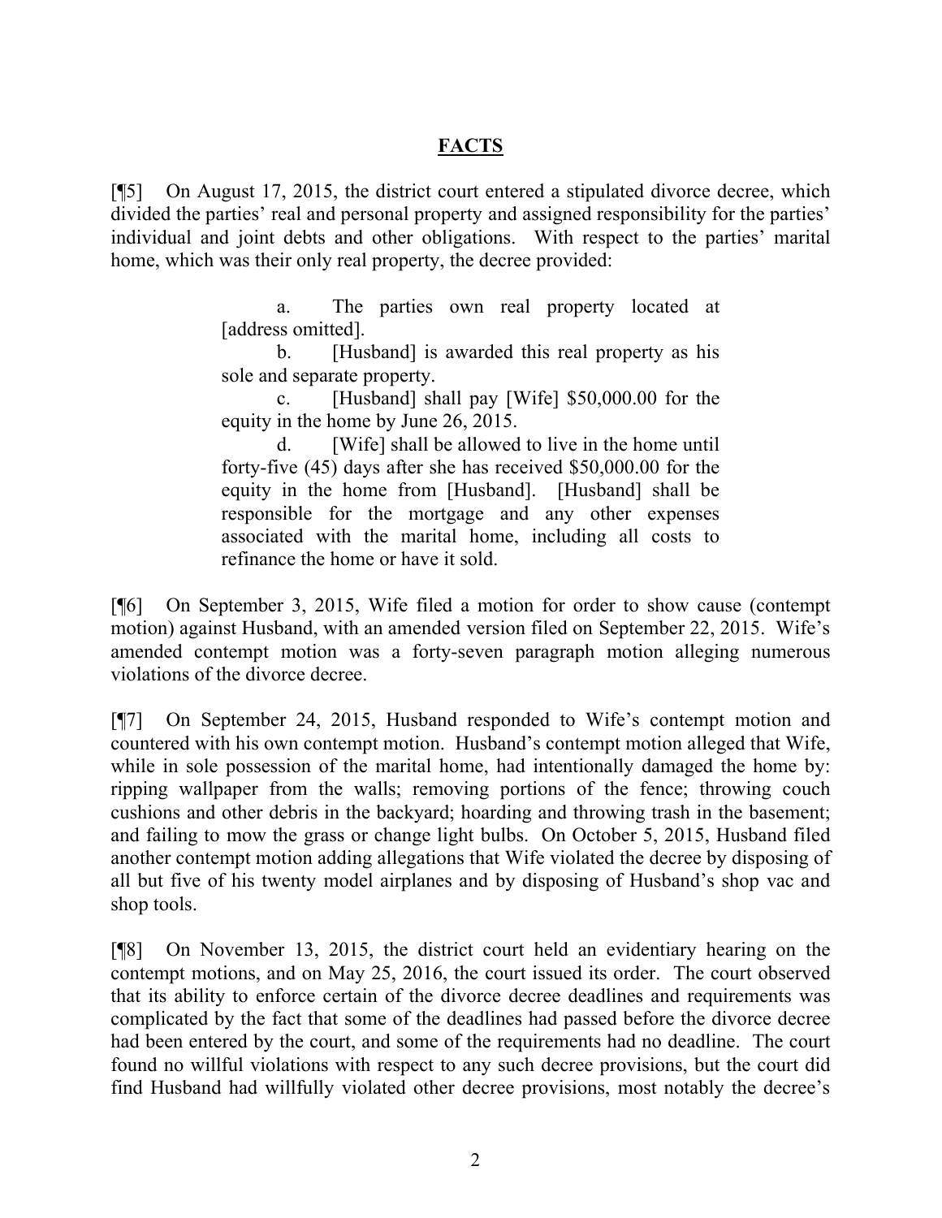## FACTS

[¶5] On August 17, 2015, the district court entered a stipulated divorce decree, which divided the parties' real and personal property and assigned responsibility for the parties' individual and joint debts and other obligations. With respect to the parties' marital home, which was their only real property, the decree provided:

> a. The parties own real property located at [address omitted].
>
> b. [Husband] is awarded this real property as his sole and separate property.
>
> c. [Husband] shall pay [Wife] $50,000.00 for the equity in the home by June 26, 2015.
>
> d. [Wife] shall be allowed to live in the home until forty-five (45) days after she has received $50,000.00 for the equity in the home from [Husband]. [Husband] shall be responsible for the mortgage and any other expenses associated with the marital home, including all costs to refinance the home or have it sold.

[¶6] On September 3, 2015, Wife filed a motion for order to show cause (contempt motion) against Husband, with an amended version filed on September 22, 2015. Wife's amended contempt motion was a forty-seven paragraph motion alleging numerous violations of the divorce decree.

[¶7] On September 24, 2015, Husband responded to Wife's contempt motion and countered with his own contempt motion. Husband's contempt motion alleged that Wife, while in sole possession of the marital home, had intentionally damaged the home by: ripping wallpaper from the walls; removing portions of the fence; throwing couch cushions and other debris in the backyard; hoarding and throwing trash in the basement; and failing to mow the grass or change light bulbs. On October 5, 2015, Husband filed another contempt motion adding allegations that Wife violated the decree by disposing of all but five of his twenty model airplanes and by disposing of Husband's shop vac and shop tools.

[¶8] On November 13, 2015, the district court held an evidentiary hearing on the contempt motions, and on May 25, 2016, the court issued its order. The court observed that its ability to enforce certain of the divorce decree deadlines and requirements was complicated by the fact that some of the deadlines had passed before the divorce decree had been entered by the court, and some of the requirements had no deadline. The court found no willful violations with respect to any such decree provisions, but the court did find Husband had willfully violated other decree provisions, most notably the decree's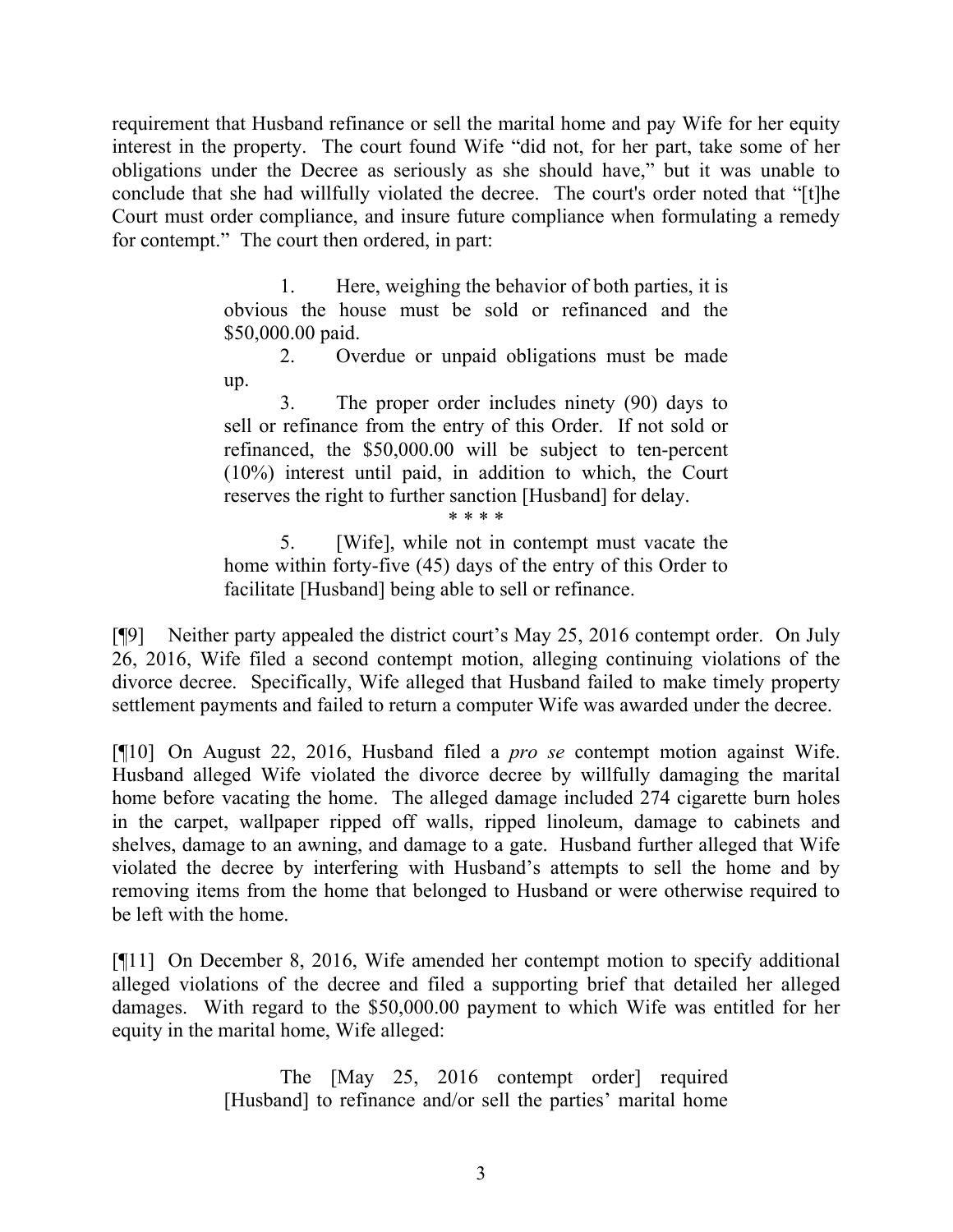requirement that Husband refinance or sell the marital home and pay Wife for her equity interest in the property. The court found Wife "did not, for her part, take some of her obligations under the Decree as seriously as she should have," but it was unable to conclude that she had willfully violated the decree. The court's order noted that "[t]he Court must order compliance, and insure future compliance when formulating a remedy for contempt." The court then ordered, in part:

> 1. Here, weighing the behavior of both parties, it is obvious the house must be sold or refinanced and the $50,000.00 paid.
>
> 2. Overdue or unpaid obligations must be made up.
>
> 3. The proper order includes ninety (90) days to sell or refinance from the entry of this Order. If not sold or refinanced, the $50,000.00 will be subject to ten-percent (10%) interest until paid, in addition to which, the Court reserves the right to further sanction [Husband] for delay.
>
> \* \* \* \*
>
> 5. [Wife], while not in contempt must vacate the home within forty-five (45) days of the entry of this Order to facilitate [Husband] being able to sell or refinance.

[¶9] Neither party appealed the district court's May 25, 2016 contempt order. On July 26, 2016, Wife filed a second contempt motion, alleging continuing violations of the divorce decree. Specifically, Wife alleged that Husband failed to make timely property settlement payments and failed to return a computer Wife was awarded under the decree.

[¶10] On August 22, 2016, Husband filed a *pro se* contempt motion against Wife. Husband alleged Wife violated the divorce decree by willfully damaging the marital home before vacating the home. The alleged damage included 274 cigarette burn holes in the carpet, wallpaper ripped off walls, ripped linoleum, damage to cabinets and shelves, damage to an awning, and damage to a gate. Husband further alleged that Wife violated the decree by interfering with Husband's attempts to sell the home and by removing items from the home that belonged to Husband or were otherwise required to be left with the home.

[¶11] On December 8, 2016, Wife amended her contempt motion to specify additional alleged violations of the decree and filed a supporting brief that detailed her alleged damages. With regard to the $50,000.00 payment to which Wife was entitled for her equity in the marital home, Wife alleged:

> The [May 25, 2016 contempt order] required [Husband] to refinance and/or sell the parties' marital home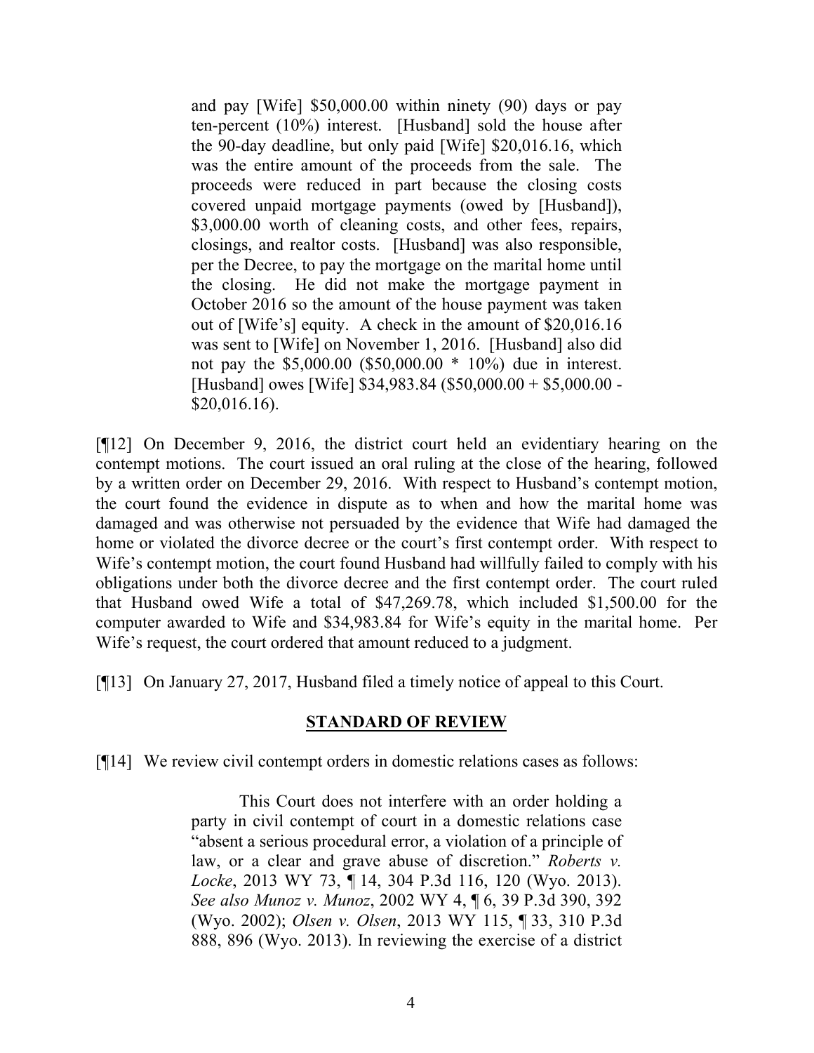> and pay [Wife] $50,000.00 within ninety (90) days or pay ten-percent (10%) interest. [Husband] sold the house after the 90-day deadline, but only paid [Wife] $20,016.16, which was the entire amount of the proceeds from the sale. The proceeds were reduced in part because the closing costs covered unpaid mortgage payments (owed by [Husband]), $3,000.00 worth of cleaning costs, and other fees, repairs, closings, and realtor costs. [Husband] was also responsible, per the Decree, to pay the mortgage on the marital home until the closing. He did not make the mortgage payment in October 2016 so the amount of the house payment was taken out of [Wife's] equity. A check in the amount of $20,016.16 was sent to [Wife] on November 1, 2016. [Husband] also did not pay the $5,000.00 ($50,000.00 * 10%) due in interest. [Husband] owes [Wife] $34,983.84 ($50,000.00 + $5,000.00 - $20,016.16).

[¶12] On December 9, 2016, the district court held an evidentiary hearing on the contempt motions. The court issued an oral ruling at the close of the hearing, followed by a written order on December 29, 2016. With respect to Husband's contempt motion, the court found the evidence in dispute as to when and how the marital home was damaged and was otherwise not persuaded by the evidence that Wife had damaged the home or violated the divorce decree or the court's first contempt order. With respect to Wife's contempt motion, the court found Husband had willfully failed to comply with his obligations under both the divorce decree and the first contempt order. The court ruled that Husband owed Wife a total of $47,269.78, which included $1,500.00 for the computer awarded to Wife and $34,983.84 for Wife's equity in the marital home. Per Wife's request, the court ordered that amount reduced to a judgment.

[¶13] On January 27, 2017, Husband filed a timely notice of appeal to this Court.

## STANDARD OF REVIEW

[¶14] We review civil contempt orders in domestic relations cases as follows:

> This Court does not interfere with an order holding a party in civil contempt of court in a domestic relations case "absent a serious procedural error, a violation of a principle of law, or a clear and grave abuse of discretion." *Roberts v. Locke*, 2013 WY 73, ¶ 14, 304 P.3d 116, 120 (Wyo. 2013). *See also Munoz v. Munoz*, 2002 WY 4, ¶ 6, 39 P.3d 390, 392 (Wyo. 2002); *Olsen v. Olsen*, 2013 WY 115, ¶ 33, 310 P.3d 888, 896 (Wyo. 2013). In reviewing the exercise of a district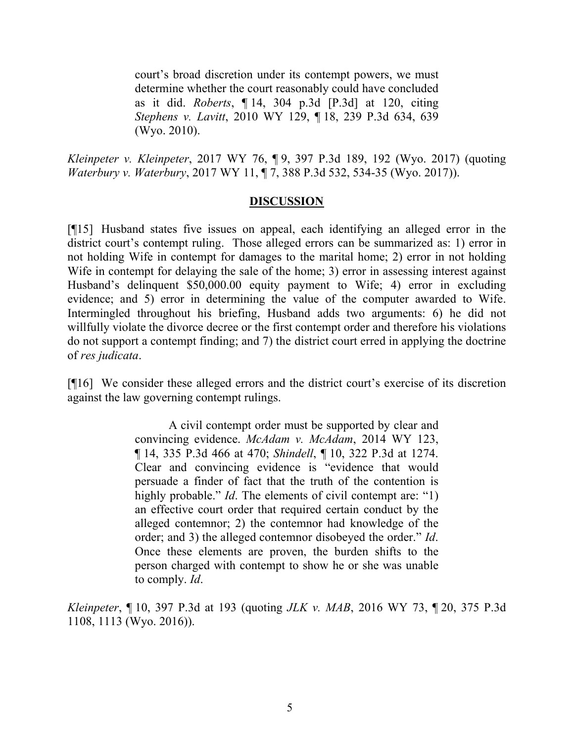> court's broad discretion under its contempt powers, we must determine whether the court reasonably could have concluded as it did. *Roberts*, ¶ 14, 304 p.3d [P.3d] at 120, citing *Stephens v. Lavitt*, 2010 WY 129, ¶ 18, 239 P.3d 634, 639 (Wyo. 2010).

*Kleinpeter v. Kleinpeter*, 2017 WY 76, ¶ 9, 397 P.3d 189, 192 (Wyo. 2017) (quoting *Waterbury v. Waterbury*, 2017 WY 11, ¶ 7, 388 P.3d 532, 534-35 (Wyo. 2017)).

## DISCUSSION

[¶15] Husband states five issues on appeal, each identifying an alleged error in the district court's contempt ruling. Those alleged errors can be summarized as: 1) error in not holding Wife in contempt for damages to the marital home; 2) error in not holding Wife in contempt for delaying the sale of the home; 3) error in assessing interest against Husband's delinquent $50,000.00 equity payment to Wife; 4) error in excluding evidence; and 5) error in determining the value of the computer awarded to Wife. Intermingled throughout his briefing, Husband adds two arguments: 6) he did not willfully violate the divorce decree or the first contempt order and therefore his violations do not support a contempt finding; and 7) the district court erred in applying the doctrine of *res judicata*.

[¶16] We consider these alleged errors and the district court's exercise of its discretion against the law governing contempt rulings.

> A civil contempt order must be supported by clear and convincing evidence. *McAdam v. McAdam*, 2014 WY 123, ¶ 14, 335 P.3d 466 at 470; *Shindell*, ¶ 10, 322 P.3d at 1274. Clear and convincing evidence is "evidence that would persuade a finder of fact that the truth of the contention is highly probable." *Id*. The elements of civil contempt are: "1) an effective court order that required certain conduct by the alleged contemnor; 2) the contemnor had knowledge of the order; and 3) the alleged contemnor disobeyed the order." *Id*. Once these elements are proven, the burden shifts to the person charged with contempt to show he or she was unable to comply. *Id*.

*Kleinpeter*, ¶ 10, 397 P.3d at 193 (quoting *JLK v. MAB*, 2016 WY 73, ¶ 20, 375 P.3d 1108, 1113 (Wyo. 2016)).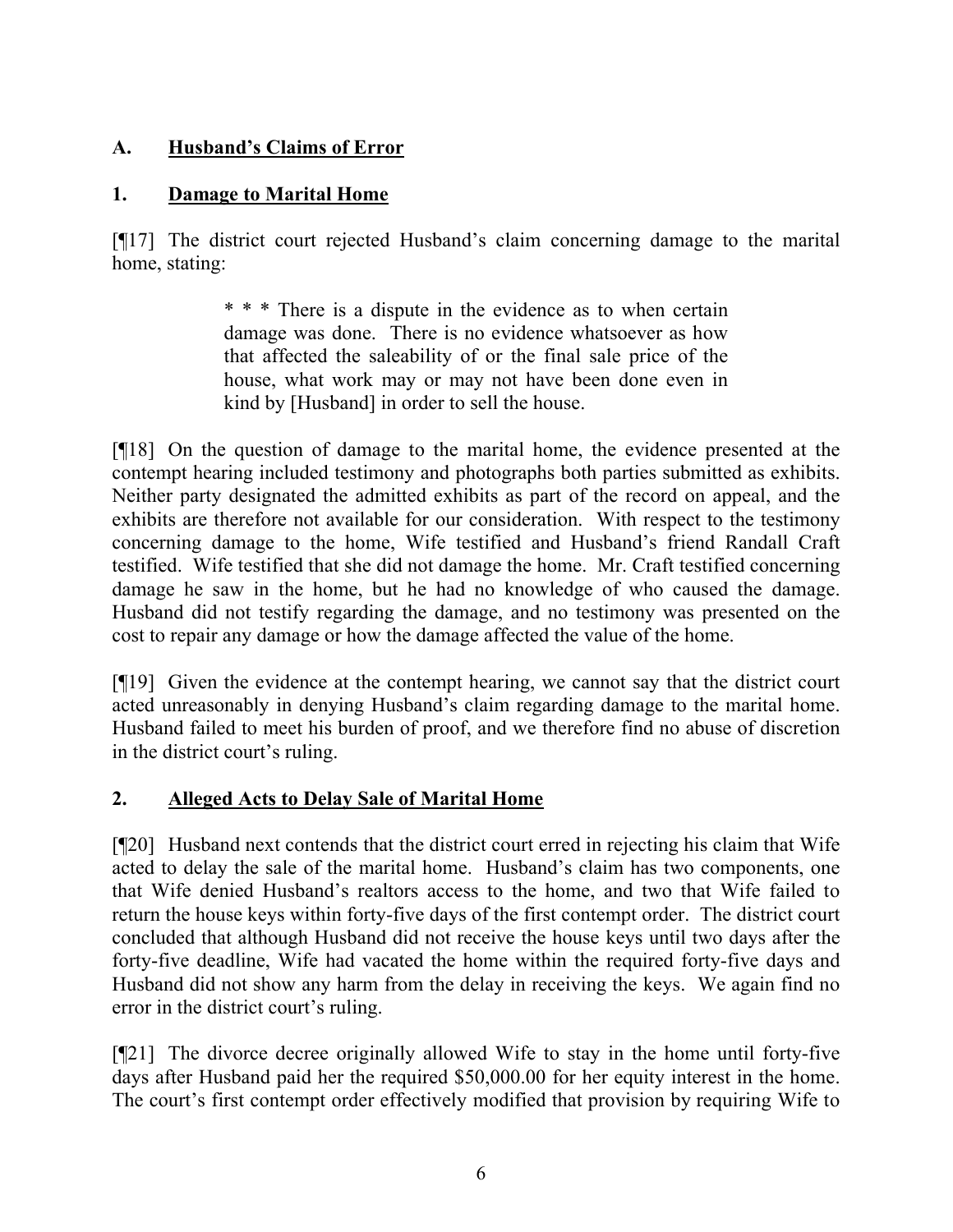## A. **Husband's Claims of Error**

### 1. **Damage to Marital Home**

[¶17] The district court rejected Husband's claim concerning damage to the marital home, stating:

> * * * There is a dispute in the evidence as to when certain damage was done. There is no evidence whatsoever as how that affected the saleability of or the final sale price of the house, what work may or may not have been done even in kind by [Husband] in order to sell the house.

[¶18] On the question of damage to the marital home, the evidence presented at the contempt hearing included testimony and photographs both parties submitted as exhibits. Neither party designated the admitted exhibits as part of the record on appeal, and the exhibits are therefore not available for our consideration. With respect to the testimony concerning damage to the home, Wife testified and Husband's friend Randall Craft testified. Wife testified that she did not damage the home. Mr. Craft testified concerning damage he saw in the home, but he had no knowledge of who caused the damage. Husband did not testify regarding the damage, and no testimony was presented on the cost to repair any damage or how the damage affected the value of the home.

[¶19] Given the evidence at the contempt hearing, we cannot say that the district court acted unreasonably in denying Husband's claim regarding damage to the marital home. Husband failed to meet his burden of proof, and we therefore find no abuse of discretion in the district court's ruling.

### 2. **Alleged Acts to Delay Sale of Marital Home**

[¶20] Husband next contends that the district court erred in rejecting his claim that Wife acted to delay the sale of the marital home. Husband's claim has two components, one that Wife denied Husband's realtors access to the home, and two that Wife failed to return the house keys within forty-five days of the first contempt order. The district court concluded that although Husband did not receive the house keys until two days after the forty-five deadline, Wife had vacated the home within the required forty-five days and Husband did not show any harm from the delay in receiving the keys. We again find no error in the district court's ruling.

[¶21] The divorce decree originally allowed Wife to stay in the home until forty-five days after Husband paid her the required $50,000.00 for her equity interest in the home. The court's first contempt order effectively modified that provision by requiring Wife to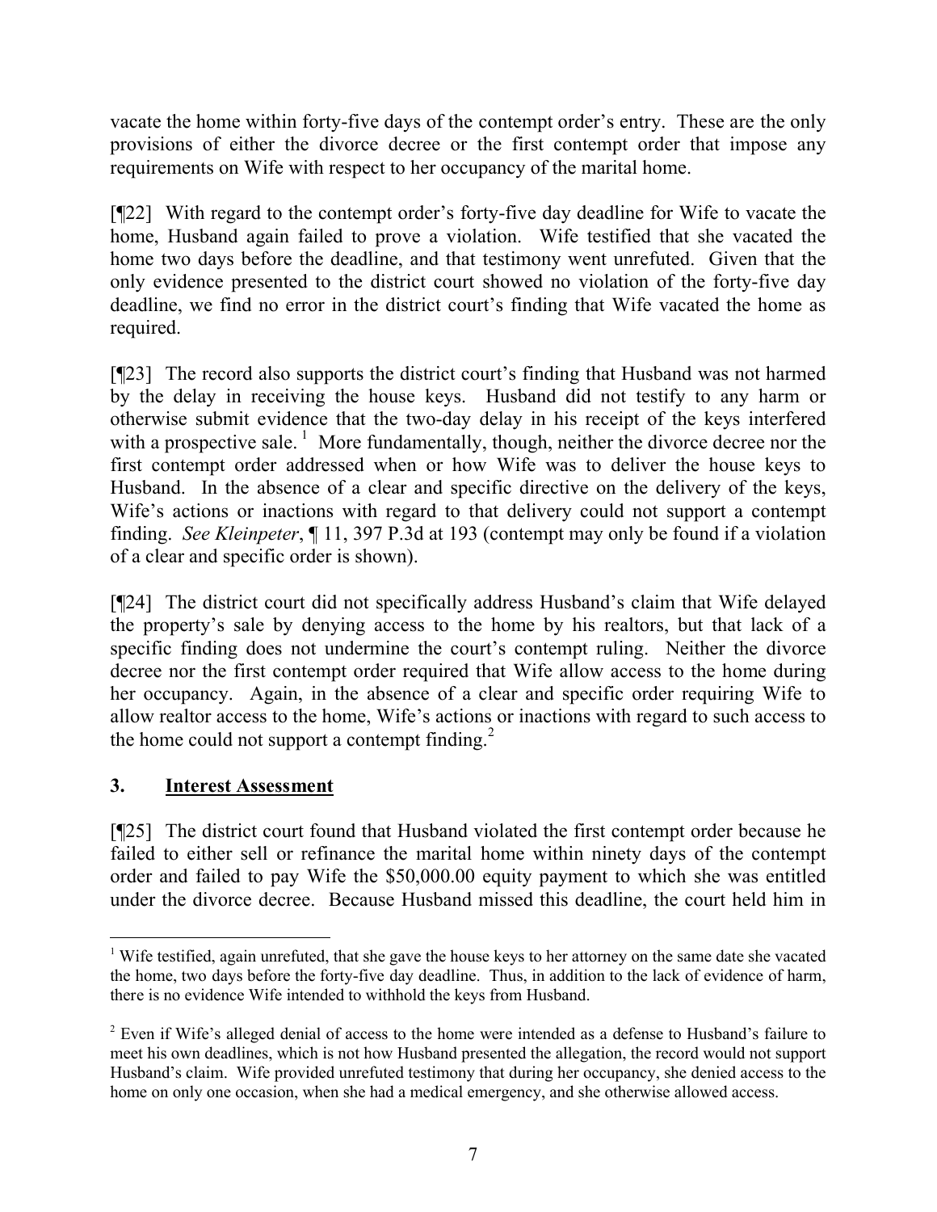vacate the home within forty-five days of the contempt order's entry. These are the only provisions of either the divorce decree or the first contempt order that impose any requirements on Wife with respect to her occupancy of the marital home.

[¶22] With regard to the contempt order's forty-five day deadline for Wife to vacate the home, Husband again failed to prove a violation. Wife testified that she vacated the home two days before the deadline, and that testimony went unrefuted. Given that the only evidence presented to the district court showed no violation of the forty-five day deadline, we find no error in the district court's finding that Wife vacated the home as required.

[¶23] The record also supports the district court's finding that Husband was not harmed by the delay in receiving the house keys. Husband did not testify to any harm or otherwise submit evidence that the two-day delay in his receipt of the keys interfered with a prospective sale.[1] More fundamentally, though, neither the divorce decree nor the first contempt order addressed when or how Wife was to deliver the house keys to Husband. In the absence of a clear and specific directive on the delivery of the keys, Wife's actions or inactions with regard to that delivery could not support a contempt finding. *See Kleinpeter*, ¶ 11, 397 P.3d at 193 (contempt may only be found if a violation of a clear and specific order is shown).

[¶24] The district court did not specifically address Husband's claim that Wife delayed the property's sale by denying access to the home by his realtors, but that lack of a specific finding does not undermine the court's contempt ruling. Neither the divorce decree nor the first contempt order required that Wife allow access to the home during her occupancy. Again, in the absence of a clear and specific order requiring Wife to allow realtor access to the home, Wife's actions or inactions with regard to such access to the home could not support a contempt finding.[2]

## 3. Interest Assessment

[¶25] The district court found that Husband violated the first contempt order because he failed to either sell or refinance the marital home within ninety days of the contempt order and failed to pay Wife the $50,000.00 equity payment to which she was entitled under the divorce decree. Because Husband missed this deadline, the court held him in

---

[1] Wife testified, again unrefuted, that she gave the house keys to her attorney on the same date she vacated the home, two days before the forty-five day deadline. Thus, in addition to the lack of evidence of harm, there is no evidence Wife intended to withhold the keys from Husband.

[2] Even if Wife's alleged denial of access to the home were intended as a defense to Husband's failure to meet his own deadlines, which is not how Husband presented the allegation, the record would not support Husband's claim. Wife provided unrefuted testimony that during her occupancy, she denied access to the home on only one occasion, when she had a medical emergency, and she otherwise allowed access.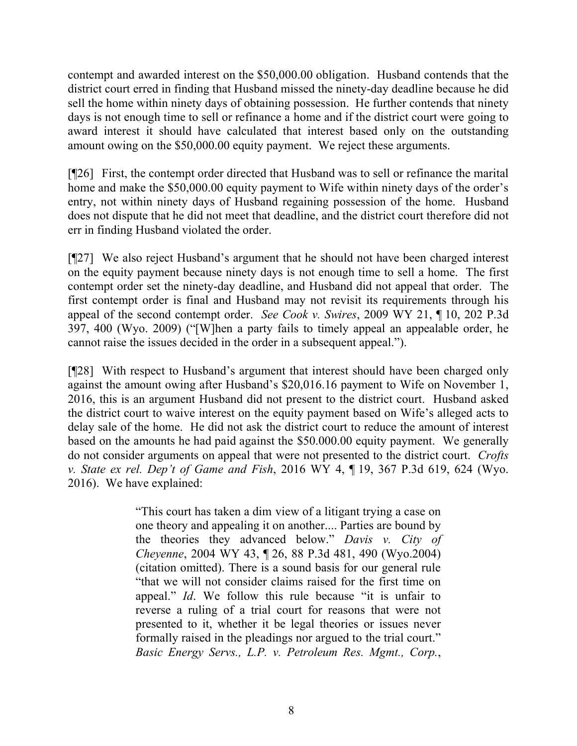contempt and awarded interest on the $50,000.00 obligation. Husband contends that the district court erred in finding that Husband missed the ninety-day deadline because he did sell the home within ninety days of obtaining possession. He further contends that ninety days is not enough time to sell or refinance a home and if the district court were going to award interest it should have calculated that interest based only on the outstanding amount owing on the $50,000.00 equity payment. We reject these arguments.

[¶26] First, the contempt order directed that Husband was to sell or refinance the marital home and make the $50,000.00 equity payment to Wife within ninety days of the order's entry, not within ninety days of Husband regaining possession of the home. Husband does not dispute that he did not meet that deadline, and the district court therefore did not err in finding Husband violated the order.

[¶27] We also reject Husband's argument that he should not have been charged interest on the equity payment because ninety days is not enough time to sell a home. The first contempt order set the ninety-day deadline, and Husband did not appeal that order. The first contempt order is final and Husband may not revisit its requirements through his appeal of the second contempt order. *See Cook v. Swires*, 2009 WY 21, ¶ 10, 202 P.3d 397, 400 (Wyo. 2009) ("[W]hen a party fails to timely appeal an appealable order, he cannot raise the issues decided in the order in a subsequent appeal.").

[¶28] With respect to Husband's argument that interest should have been charged only against the amount owing after Husband's $20,016.16 payment to Wife on November 1, 2016, this is an argument Husband did not present to the district court. Husband asked the district court to waive interest on the equity payment based on Wife's alleged acts to delay sale of the home. He did not ask the district court to reduce the amount of interest based on the amounts he had paid against the $50.000.00 equity payment. We generally do not consider arguments on appeal that were not presented to the district court. *Crofts v. State ex rel. Dep't of Game and Fish*, 2016 WY 4, ¶ 19, 367 P.3d 619, 624 (Wyo. 2016). We have explained:

> "This court has taken a dim view of a litigant trying a case on one theory and appealing it on another.... Parties are bound by the theories they advanced below." *Davis v. City of Cheyenne*, 2004 WY 43, ¶ 26, 88 P.3d 481, 490 (Wyo.2004) (citation omitted). There is a sound basis for our general rule "that we will not consider claims raised for the first time on appeal." *Id*. We follow this rule because "it is unfair to reverse a ruling of a trial court for reasons that were not presented to it, whether it be legal theories or issues never formally raised in the pleadings nor argued to the trial court." *Basic Energy Servs., L.P. v. Petroleum Res. Mgmt., Corp.*,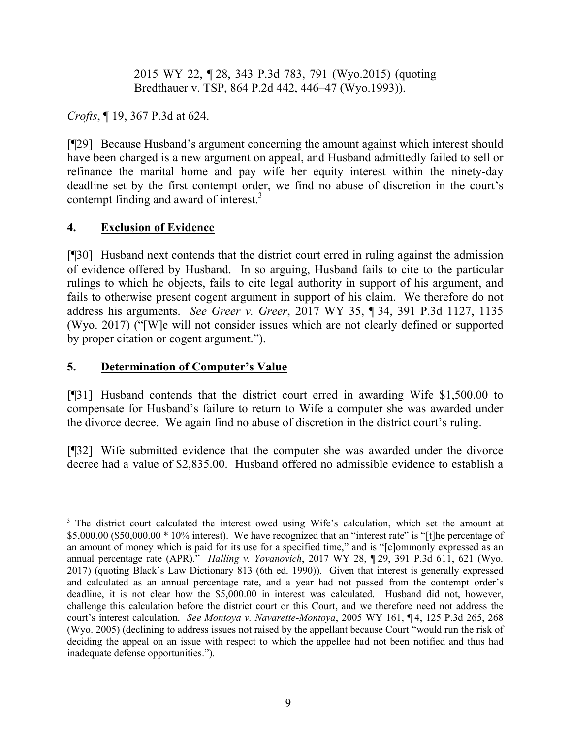> 2015 WY 22, ¶ 28, 343 P.3d 783, 791 (Wyo.2015) (quoting Bredthauer v. TSP, 864 P.2d 442, 446–47 (Wyo.1993)).

*Crofts*, ¶ 19, 367 P.3d at 624.

[¶29] Because Husband's argument concerning the amount against which interest should have been charged is a new argument on appeal, and Husband admittedly failed to sell or refinance the marital home and pay wife her equity interest within the ninety-day deadline set by the first contempt order, we find no abuse of discretion in the court's contempt finding and award of interest.[3]

## 4. Exclusion of Evidence

[¶30] Husband next contends that the district court erred in ruling against the admission of evidence offered by Husband. In so arguing, Husband fails to cite to the particular rulings to which he objects, fails to cite legal authority in support of his argument, and fails to otherwise present cogent argument in support of his claim. We therefore do not address his arguments. *See Greer v. Greer*, 2017 WY 35, ¶ 34, 391 P.3d 1127, 1135 (Wyo. 2017) ("[W]e will not consider issues which are not clearly defined or supported by proper citation or cogent argument.").

## 5. Determination of Computer's Value

[¶31] Husband contends that the district court erred in awarding Wife $1,500.00 to compensate for Husband's failure to return to Wife a computer she was awarded under the divorce decree. We again find no abuse of discretion in the district court's ruling.

[¶32] Wife submitted evidence that the computer she was awarded under the divorce decree had a value of $2,835.00. Husband offered no admissible evidence to establish a

---

[3] The district court calculated the interest owed using Wife's calculation, which set the amount at $5,000.00 ($50,000.00 * 10% interest). We have recognized that an "interest rate" is "[t]he percentage of an amount of money which is paid for its use for a specified time," and is "[c]ommonly expressed as an annual percentage rate (APR)." *Halling v. Yovanovich*, 2017 WY 28, ¶ 29, 391 P.3d 611, 621 (Wyo. 2017) (quoting Black's Law Dictionary 813 (6th ed. 1990)). Given that interest is generally expressed and calculated as an annual percentage rate, and a year had not passed from the contempt order's deadline, it is not clear how the $5,000.00 in interest was calculated. Husband did not, however, challenge this calculation before the district court or this Court, and we therefore need not address the court's interest calculation. *See Montoya v. Navarette-Montoya*, 2005 WY 161, ¶ 4, 125 P.3d 265, 268 (Wyo. 2005) (declining to address issues not raised by the appellant because Court "would run the risk of deciding the appeal on an issue with respect to which the appellee had not been notified and thus had inadequate defense opportunities.").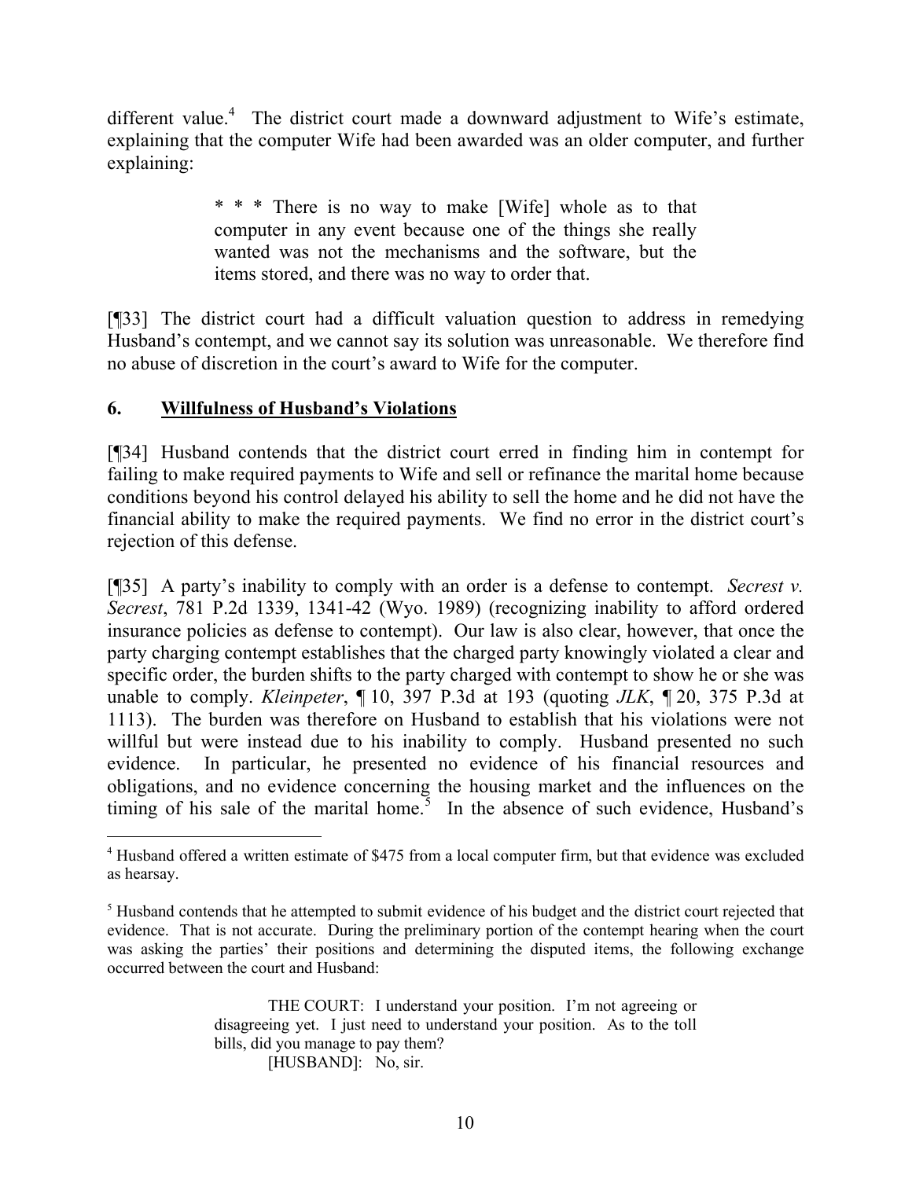different value.[4] The district court made a downward adjustment to Wife's estimate, explaining that the computer Wife had been awarded was an older computer, and further explaining:

> * * * There is no way to make [Wife] whole as to that computer in any event because one of the things she really wanted was not the mechanisms and the software, but the items stored, and there was no way to order that.

[¶33] The district court had a difficult valuation question to address in remedying Husband's contempt, and we cannot say its solution was unreasonable. We therefore find no abuse of discretion in the court's award to Wife for the computer.

## 6. Willfulness of Husband's Violations

[¶34] Husband contends that the district court erred in finding him in contempt for failing to make required payments to Wife and sell or refinance the marital home because conditions beyond his control delayed his ability to sell the home and he did not have the financial ability to make the required payments. We find no error in the district court's rejection of this defense.

[¶35] A party's inability to comply with an order is a defense to contempt. *Secrest v. Secrest*, 781 P.2d 1339, 1341-42 (Wyo. 1989) (recognizing inability to afford ordered insurance policies as defense to contempt). Our law is also clear, however, that once the party charging contempt establishes that the charged party knowingly violated a clear and specific order, the burden shifts to the party charged with contempt to show he or she was unable to comply. *Kleinpeter*, ¶ 10, 397 P.3d at 193 (quoting *JLK*, ¶ 20, 375 P.3d at 1113). The burden was therefore on Husband to establish that his violations were not willful but were instead due to his inability to comply. Husband presented no such evidence. In particular, he presented no evidence of his financial resources and obligations, and no evidence concerning the housing market and the influences on the timing of his sale of the marital home.[5] In the absence of such evidence, Husband's

---

[4] Husband offered a written estimate of $475 from a local computer firm, but that evidence was excluded as hearsay.

[5] Husband contends that he attempted to submit evidence of his budget and the district court rejected that evidence. That is not accurate. During the preliminary portion of the contempt hearing when the court was asking the parties' their positions and determining the disputed items, the following exchange occurred between the court and Husband:

> THE COURT: I understand your position. I'm not agreeing or disagreeing yet. I just need to understand your position. As to the toll bills, did you manage to pay them?
>
> [HUSBAND]: No, sir.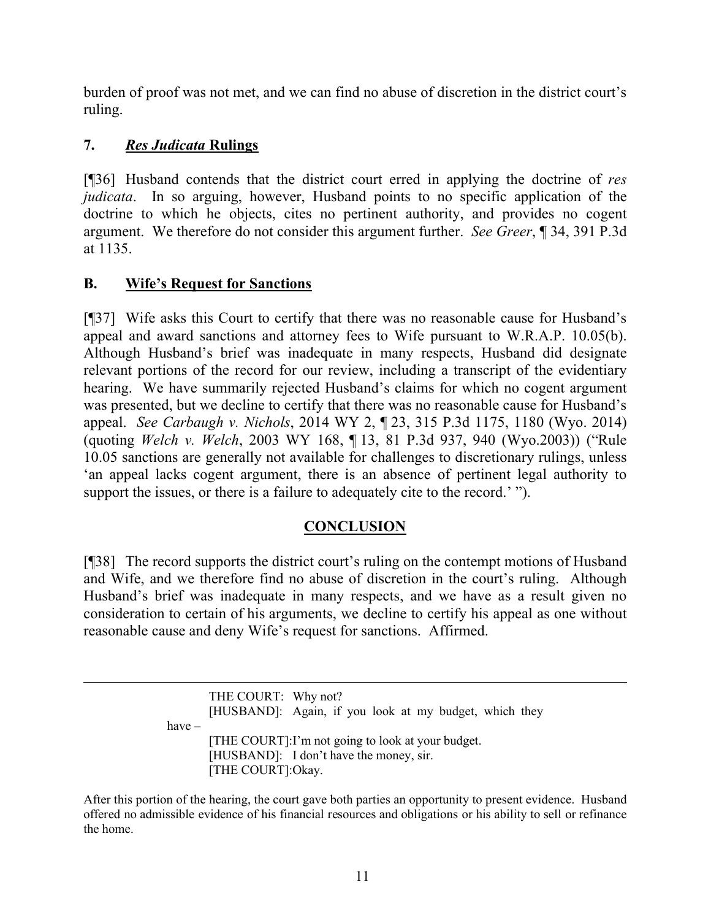burden of proof was not met, and we can find no abuse of discretion in the district court's ruling.

### 7. ***Res Judicata* Rulings**

[¶36] Husband contends that the district court erred in applying the doctrine of *res judicata*. In so arguing, however, Husband points to no specific application of the doctrine to which he objects, cites no pertinent authority, and provides no cogent argument. We therefore do not consider this argument further. *See Greer*, ¶ 34, 391 P.3d at 1135.

## B. **Wife's Request for Sanctions**

[¶37] Wife asks this Court to certify that there was no reasonable cause for Husband's appeal and award sanctions and attorney fees to Wife pursuant to W.R.A.P. 10.05(b). Although Husband's brief was inadequate in many respects, Husband did designate relevant portions of the record for our review, including a transcript of the evidentiary hearing. We have summarily rejected Husband's claims for which no cogent argument was presented, but we decline to certify that there was no reasonable cause for Husband's appeal. *See Carbaugh v. Nichols*, 2014 WY 2, ¶ 23, 315 P.3d 1175, 1180 (Wyo. 2014) (quoting *Welch v. Welch*, 2003 WY 168, ¶ 13, 81 P.3d 937, 940 (Wyo.2003)) ("Rule 10.05 sanctions are generally not available for challenges to discretionary rulings, unless 'an appeal lacks cogent argument, there is an absence of pertinent legal authority to support the issues, or there is a failure to adequately cite to the record.' ").

## **CONCLUSION**

[¶38] The record supports the district court's ruling on the contempt motions of Husband and Wife, and we therefore find no abuse of discretion in the court's ruling. Although Husband's brief was inadequate in many respects, and we have as a result given no consideration to certain of his arguments, we decline to certify his appeal as one without reasonable cause and deny Wife's request for sanctions. Affirmed.

---

THE COURT: Why not?
[HUSBAND]: Again, if you look at my budget, which they have –
[THE COURT]:I'm not going to look at your budget.
[HUSBAND]: I don't have the money, sir.
[THE COURT]:Okay.

After this portion of the hearing, the court gave both parties an opportunity to present evidence. Husband offered no admissible evidence of his financial resources and obligations or his ability to sell or refinance the home.